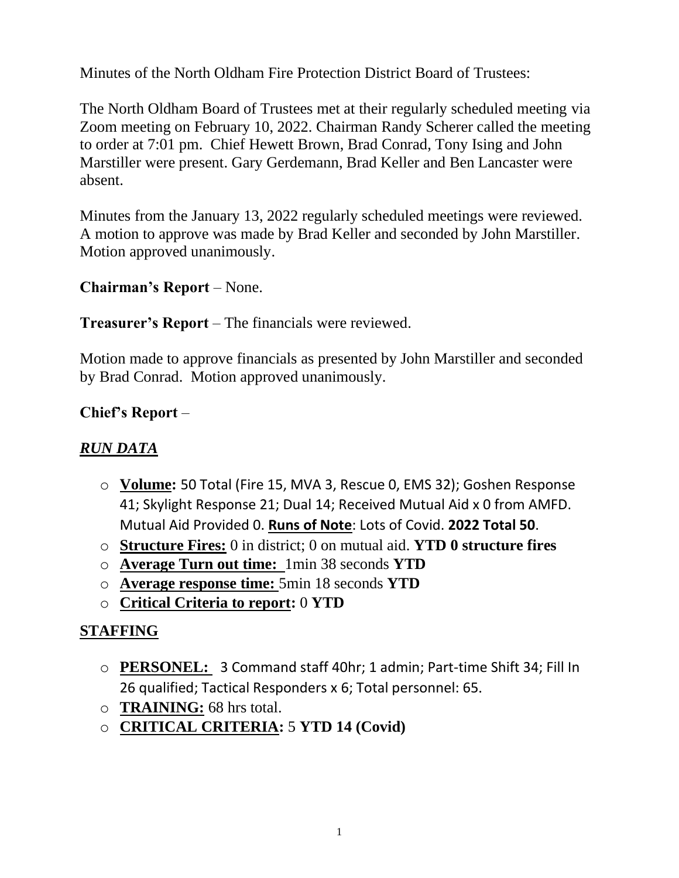Minutes of the North Oldham Fire Protection District Board of Trustees:

The North Oldham Board of Trustees met at their regularly scheduled meeting via Zoom meeting on February 10, 2022. Chairman Randy Scherer called the meeting to order at 7:01 pm. Chief Hewett Brown, Brad Conrad, Tony Ising and John Marstiller were present. Gary Gerdemann, Brad Keller and Ben Lancaster were absent.

Minutes from the January 13, 2022 regularly scheduled meetings were reviewed. A motion to approve was made by Brad Keller and seconded by John Marstiller. Motion approved unanimously.

**Chairman's Report** – None.

**Treasurer's Report** – The financials were reviewed.

Motion made to approve financials as presented by John Marstiller and seconded by Brad Conrad. Motion approved unanimously.

**Chief's Report** –

## ***RUN DATA***

- **Volume:** 50 Total (Fire 15, MVA 3, Rescue 0, EMS 32); Goshen Response 41; Skylight Response 21; Dual 14; Received Mutual Aid x 0 from AMFD. Mutual Aid Provided 0. **Runs of Note**: Lots of Covid. **2022 Total 50**.
- **Structure Fires:** 0 in district; 0 on mutual aid. **YTD 0 structure fires**
- **Average Turn out time:** 1min 38 seconds **YTD**
- **Average response time:** 5min 18 seconds **YTD**
- **Critical Criteria to report:** 0 **YTD**

## **STAFFING**

- **PERSONEL:** 3 Command staff 40hr; 1 admin; Part-time Shift 34; Fill In 26 qualified; Tactical Responders x 6; Total personnel: 65.
- **TRAINING:** 68 hrs total.
- **CRITICAL CRITERIA:** 5 **YTD 14 (Covid)**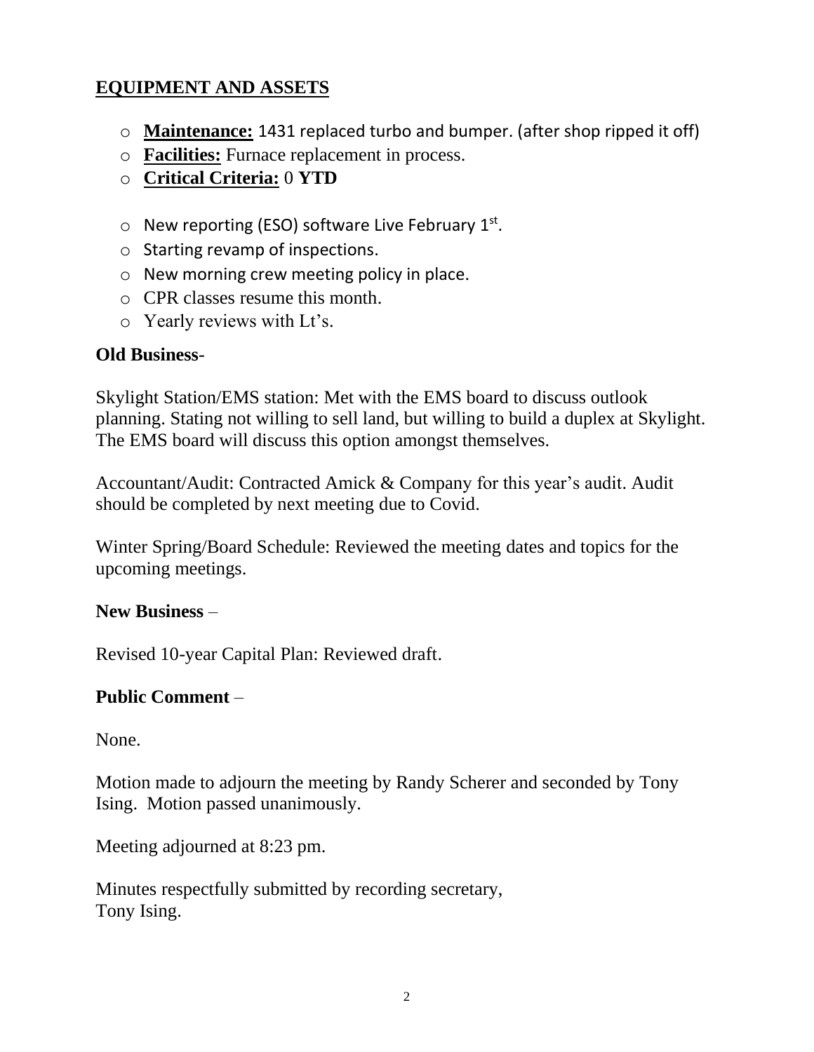## EQUIPMENT AND ASSETS

- **Maintenance:** 1431 replaced turbo and bumper. (after shop ripped it off)
- **Facilities:** Furnace replacement in process.
- **Critical Criteria:** 0 **YTD**

- New reporting (ESO) software Live February 1st.
- Starting revamp of inspections.
- New morning crew meeting policy in place.
- CPR classes resume this month.
- Yearly reviews with Lt's.

**Old Business**-

Skylight Station/EMS station: Met with the EMS board to discuss outlook planning. Stating not willing to sell land, but willing to build a duplex at Skylight. The EMS board will discuss this option amongst themselves.

Accountant/Audit: Contracted Amick & Company for this year's audit. Audit should be completed by next meeting due to Covid.

Winter Spring/Board Schedule: Reviewed the meeting dates and topics for the upcoming meetings.

**New Business** –

Revised 10-year Capital Plan: Reviewed draft.

**Public Comment** –

None.

Motion made to adjourn the meeting by Randy Scherer and seconded by Tony Ising. Motion passed unanimously.

Meeting adjourned at 8:23 pm.

Minutes respectfully submitted by recording secretary,
Tony Ising.